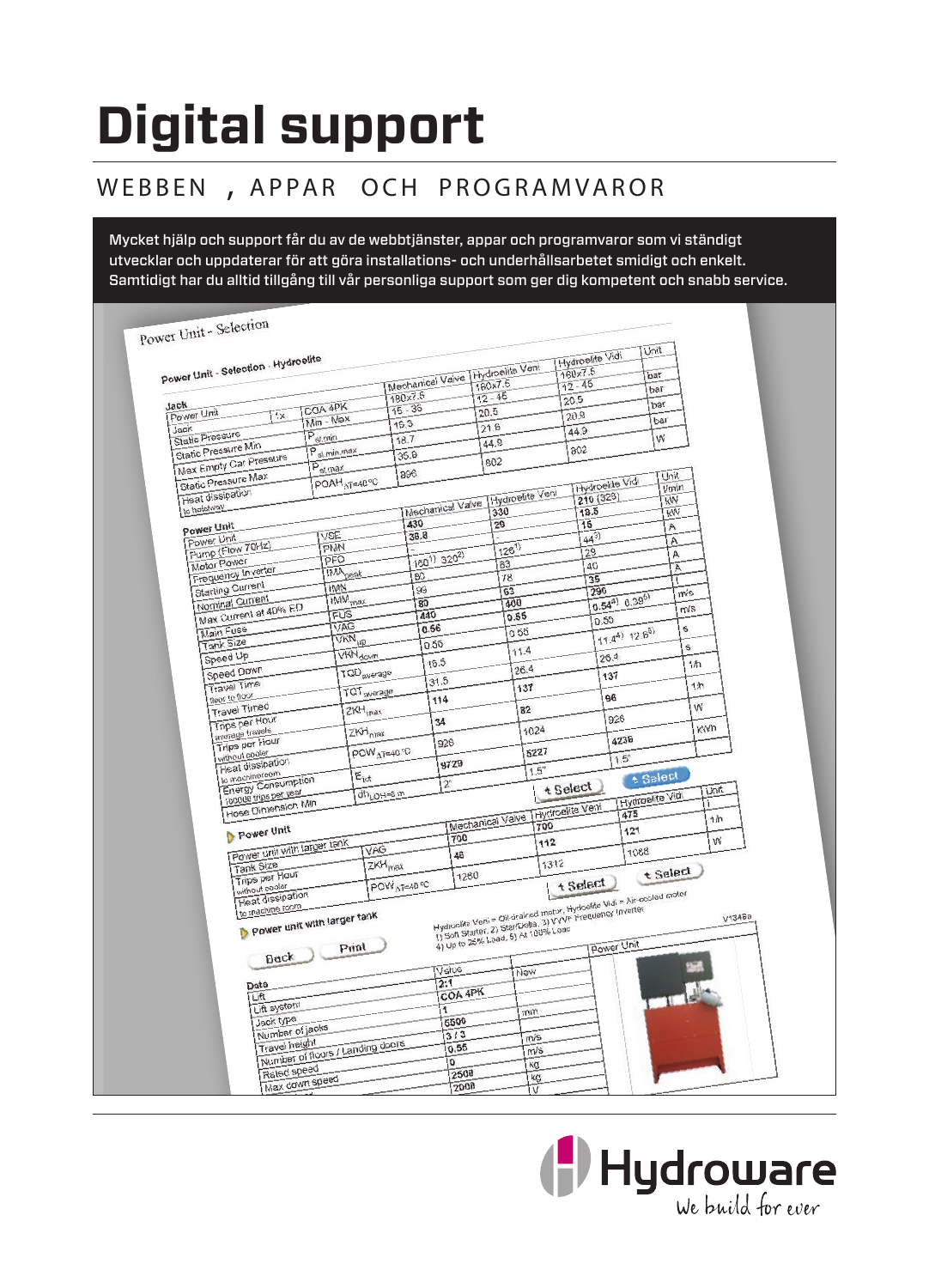# Digital support

## WEBBEN , APPAR OCH PROGRAMVAROR

**Mycket hjälp och support får du av de webbtjänster, appar och programvaror som vi ständigt utvecklar och uppdaterar för att göra installations- och underhållsarbetet smidigt och enkelt. Samtidigt har du alltid tillgång till vår personliga support som ger dig kompetent och snabb service.**

Hydroware
We build for ever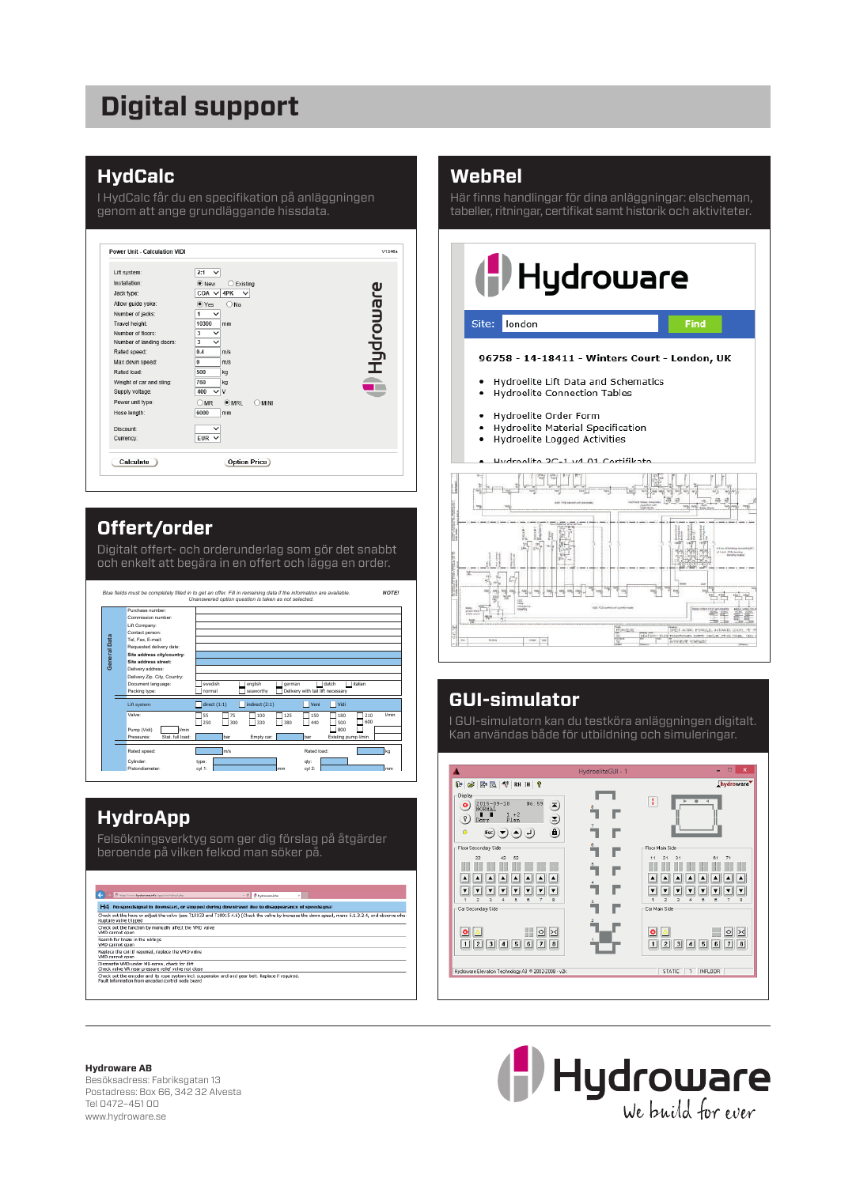# Digital support

## HydCalc

I HydCalc får du en specifikation på anläggningen genom att ange grundläggande hissdata.

## WebRel

Här finns handlingar för dina anläggningar: elscheman, tabeller, ritningar, certifikat samt historik och aktiviteter.

## Offert/order

Digitalt offert- och orderunderlag som gör det snabbt och enkelt att begära in en offert och lägga en order.

## GUI-simulator

I GUI-simulatorn kan du testköra anläggningen digitalt. Kan användas både för utbildning och simuleringar.

## HydroApp

Felsökningsverktyg som ger dig förslag på åtgärder beroende på vilken felkod man söker på.

**Hydroware AB**
Besöksadress: Fabriksgatan 13
Postadress: Box 66, 342 32 Alvesta
Tel 0472-451 00
www.hydroware.se

Hydroware
We build for ever